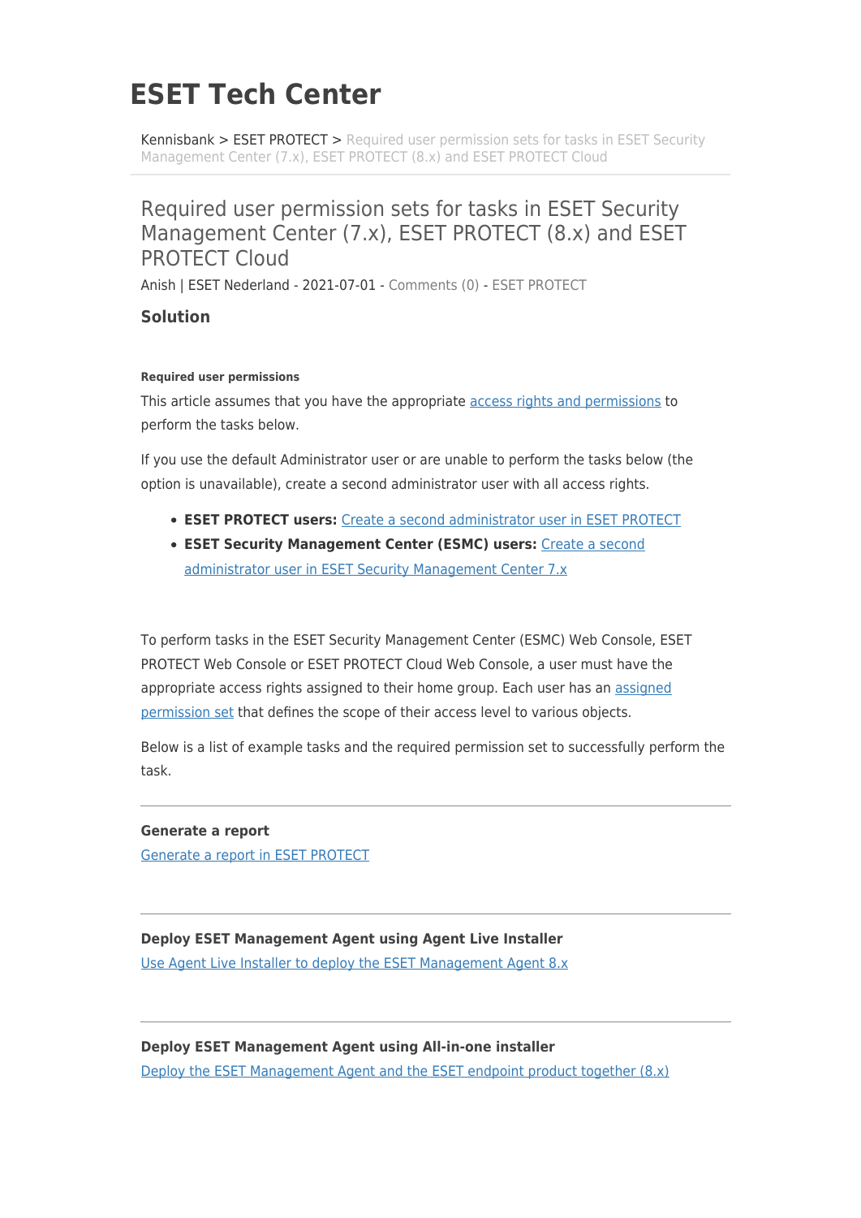# ESET Tech Center

Kennisbank > ESET PROTECT > Required user permission sets for tasks in ESET Security Management Center (7.x), ESET PROTECT (8.x) and ESET PROTECT Cloud

## Required user permission sets for tasks in ESET Security Management Center (7.x), ESET PROTECT (8.x) and ESET PROTECT Cloud

Anish | ESET Nederland - 2021-07-01 - Comments (0) - ESET PROTECT

### Solution

##### Required user permissions

This article assumes that you have the appropriate access rights and permissions to perform the tasks below.

If you use the default Administrator user or are unable to perform the tasks below (the option is unavailable), create a second administrator user with all access rights.

- **ESET PROTECT users:** Create a second administrator user in ESET PROTECT
- **ESET Security Management Center (ESMC) users:** Create a second administrator user in ESET Security Management Center 7.x

To perform tasks in the ESET Security Management Center (ESMC) Web Console, ESET PROTECT Web Console or ESET PROTECT Cloud Web Console, a user must have the appropriate access rights assigned to their home group. Each user has an assigned permission set that defines the scope of their access level to various objects.

Below is a list of example tasks and the required permission set to successfully perform the task.

---

**Generate a report**
Generate a report in ESET PROTECT

---

**Deploy ESET Management Agent using Agent Live Installer**
Use Agent Live Installer to deploy the ESET Management Agent 8.x

---

**Deploy ESET Management Agent using All-in-one installer**
Deploy the ESET Management Agent and the ESET endpoint product together (8.x)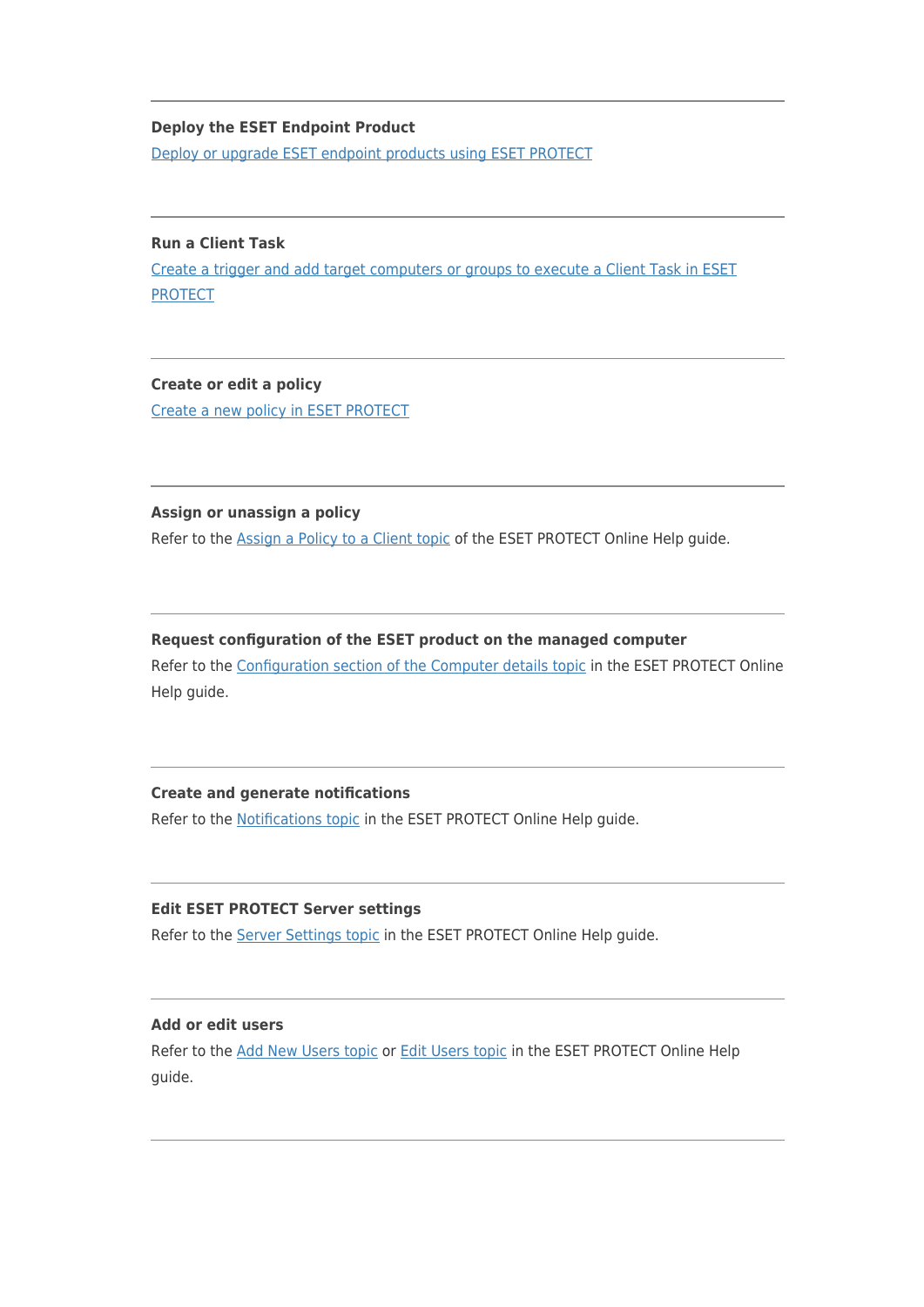---

**Deploy the ESET Endpoint Product**

Deploy or upgrade ESET endpoint products using ESET PROTECT

---

**Run a Client Task**

Create a trigger and add target computers or groups to execute a Client Task in ESET PROTECT

---

**Create or edit a policy**

Create a new policy in ESET PROTECT

---

**Assign or unassign a policy**

Refer to the Assign a Policy to a Client topic of the ESET PROTECT Online Help guide.

---

**Request configuration of the ESET product on the managed computer**

Refer to the Configuration section of the Computer details topic in the ESET PROTECT Online Help guide.

---

**Create and generate notifications**

Refer to the Notifications topic in the ESET PROTECT Online Help guide.

---

**Edit ESET PROTECT Server settings**

Refer to the Server Settings topic in the ESET PROTECT Online Help guide.

---

**Add or edit users**

Refer to the Add New Users topic or Edit Users topic in the ESET PROTECT Online Help guide.

---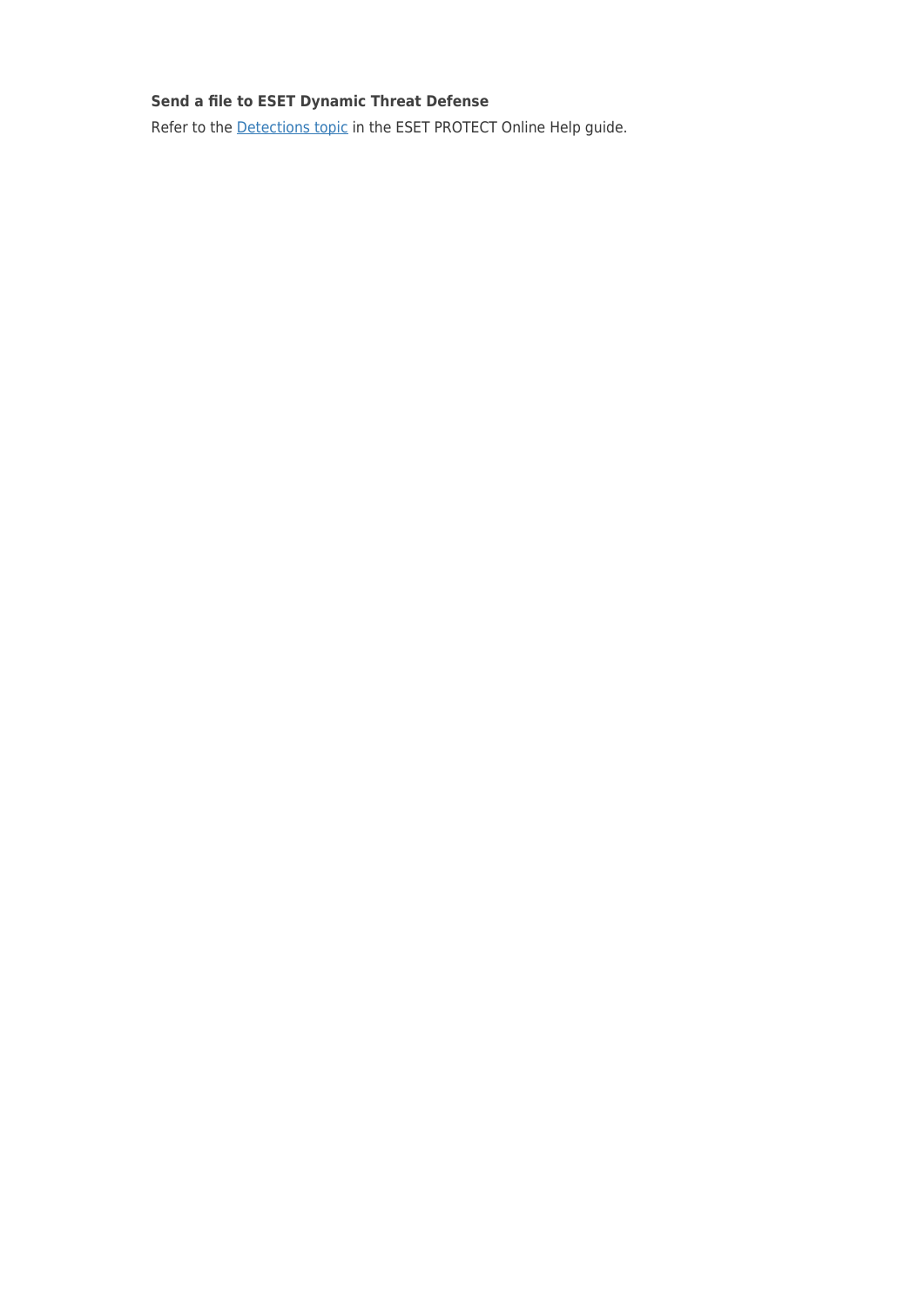**Send a file to ESET Dynamic Threat Defense**

Refer to the Detections topic in the ESET PROTECT Online Help guide.